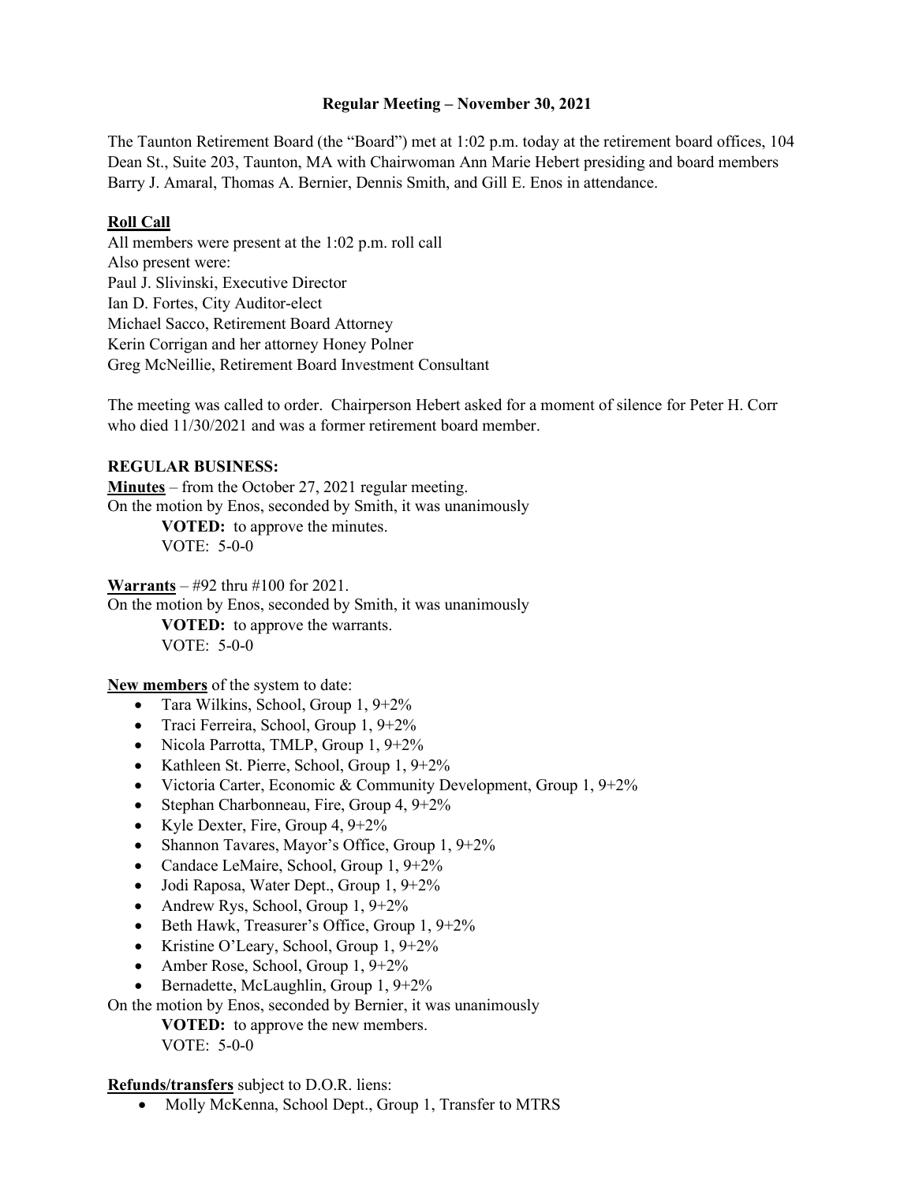**Regular Meeting – November 30, 2021**

The Taunton Retirement Board (the "Board") met at 1:02 p.m. today at the retirement board offices, 104 Dean St., Suite 203, Taunton, MA with Chairwoman Ann Marie Hebert presiding and board members Barry J. Amaral, Thomas A. Bernier, Dennis Smith, and Gill E. Enos in attendance.

**Roll Call**

All members were present at the 1:02 p.m. roll call
Also present were:
Paul J. Slivinski, Executive Director
Ian D. Fortes, City Auditor-elect
Michael Sacco, Retirement Board Attorney
Kerin Corrigan and her attorney Honey Polner
Greg McNeillie, Retirement Board Investment Consultant

The meeting was called to order. Chairperson Hebert asked for a moment of silence for Peter H. Corr who died 11/30/2021 and was a former retirement board member.

**REGULAR BUSINESS:**

**Minutes** – from the October 27, 2021 regular meeting.
On the motion by Enos, seconded by Smith, it was unanimously
**VOTED:** to approve the minutes.
VOTE: 5-0-0

**Warrants** – #92 thru #100 for 2021.
On the motion by Enos, seconded by Smith, it was unanimously
**VOTED:** to approve the warrants.
VOTE: 5-0-0

**New members** of the system to date:

- Tara Wilkins, School, Group 1, 9+2%
- Traci Ferreira, School, Group 1, 9+2%
- Nicola Parrotta, TMLP, Group 1, 9+2%
- Kathleen St. Pierre, School, Group 1, 9+2%
- Victoria Carter, Economic & Community Development, Group 1, 9+2%
- Stephan Charbonneau, Fire, Group 4, 9+2%
- Kyle Dexter, Fire, Group 4, 9+2%
- Shannon Tavares, Mayor's Office, Group 1, 9+2%
- Candace LeMaire, School, Group 1, 9+2%
- Jodi Raposa, Water Dept., Group 1, 9+2%
- Andrew Rys, School, Group 1, 9+2%
- Beth Hawk, Treasurer's Office, Group 1, 9+2%
- Kristine O'Leary, School, Group 1, 9+2%
- Amber Rose, School, Group 1, 9+2%
- Bernadette, McLaughlin, Group 1, 9+2%

On the motion by Enos, seconded by Bernier, it was unanimously
**VOTED:** to approve the new members.
VOTE: 5-0-0

**Refunds/transfers** subject to D.O.R. liens:

- Molly McKenna, School Dept., Group 1, Transfer to MTRS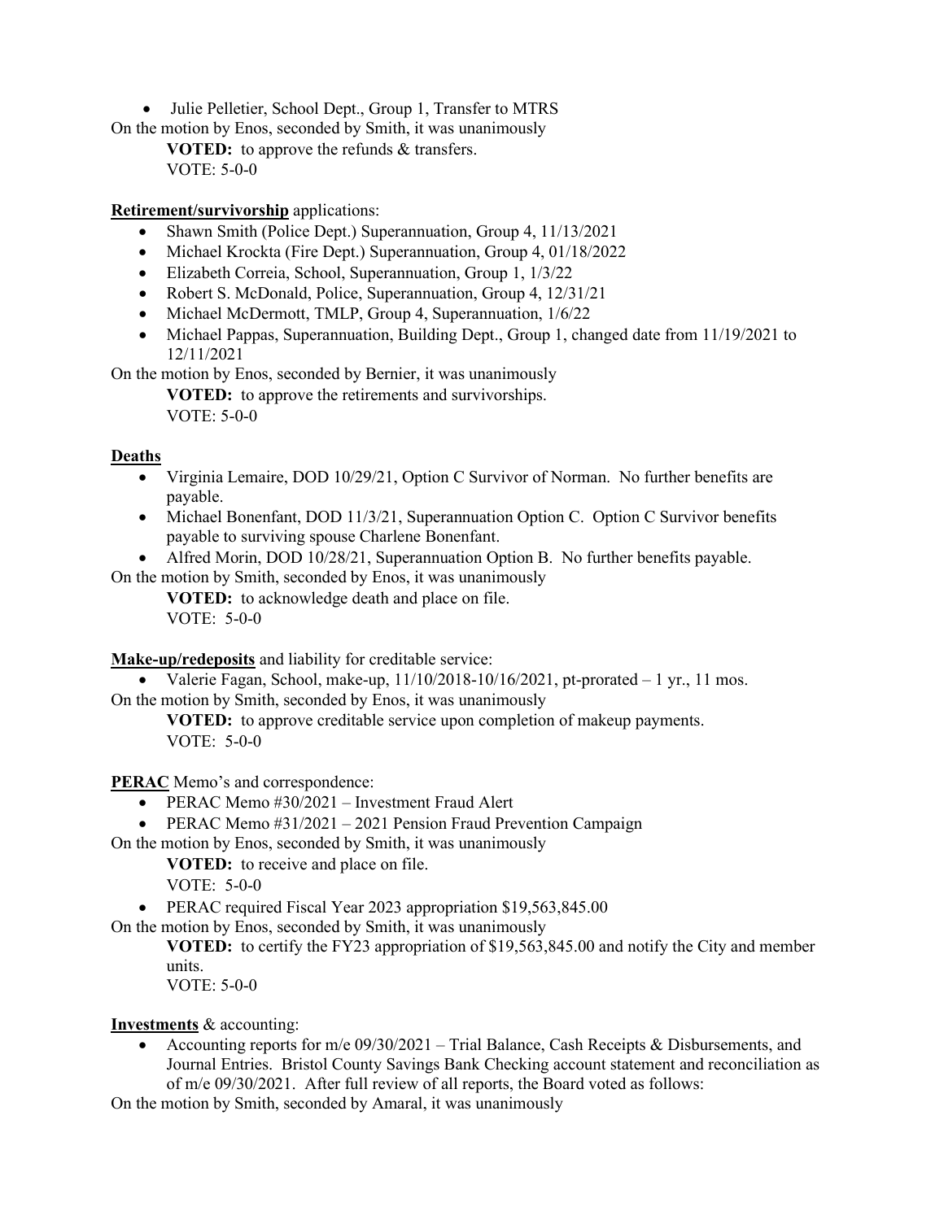- Julie Pelletier, School Dept., Group 1, Transfer to MTRS

On the motion by Enos, seconded by Smith, it was unanimously

**VOTED:** to approve the refunds & transfers.
VOTE: 5-0-0

**Retirement/survivorship** applications:

- Shawn Smith (Police Dept.) Superannuation, Group 4, 11/13/2021
- Michael Krockta (Fire Dept.) Superannuation, Group 4, 01/18/2022
- Elizabeth Correia, School, Superannuation, Group 1, 1/3/22
- Robert S. McDonald, Police, Superannuation, Group 4, 12/31/21
- Michael McDermott, TMLP, Group 4, Superannuation, 1/6/22
- Michael Pappas, Superannuation, Building Dept., Group 1, changed date from 11/19/2021 to 12/11/2021

On the motion by Enos, seconded by Bernier, it was unanimously

**VOTED:** to approve the retirements and survivorships.
VOTE: 5-0-0

**Deaths**

- Virginia Lemaire, DOD 10/29/21, Option C Survivor of Norman. No further benefits are payable.
- Michael Bonenfant, DOD 11/3/21, Superannuation Option C. Option C Survivor benefits payable to surviving spouse Charlene Bonenfant.
- Alfred Morin, DOD 10/28/21, Superannuation Option B. No further benefits payable.

On the motion by Smith, seconded by Enos, it was unanimously

**VOTED:** to acknowledge death and place on file.
VOTE: 5-0-0

**Make-up/redeposits** and liability for creditable service:

- Valerie Fagan, School, make-up, 11/10/2018-10/16/2021, pt-prorated – 1 yr., 11 mos.

On the motion by Smith, seconded by Enos, it was unanimously

**VOTED:** to approve creditable service upon completion of makeup payments.
VOTE: 5-0-0

**PERAC** Memo's and correspondence:

- PERAC Memo #30/2021 – Investment Fraud Alert
- PERAC Memo #31/2021 – 2021 Pension Fraud Prevention Campaign

On the motion by Enos, seconded by Smith, it was unanimously

**VOTED:** to receive and place on file.
VOTE: 5-0-0

- PERAC required Fiscal Year 2023 appropriation $19,563,845.00

On the motion by Enos, seconded by Smith, it was unanimously

**VOTED:** to certify the FY23 appropriation of $19,563,845.00 and notify the City and member units.
VOTE: 5-0-0

**Investments** & accounting:

- Accounting reports for m/e 09/30/2021 – Trial Balance, Cash Receipts & Disbursements, and Journal Entries. Bristol County Savings Bank Checking account statement and reconciliation as of m/e 09/30/2021. After full review of all reports, the Board voted as follows:

On the motion by Smith, seconded by Amaral, it was unanimously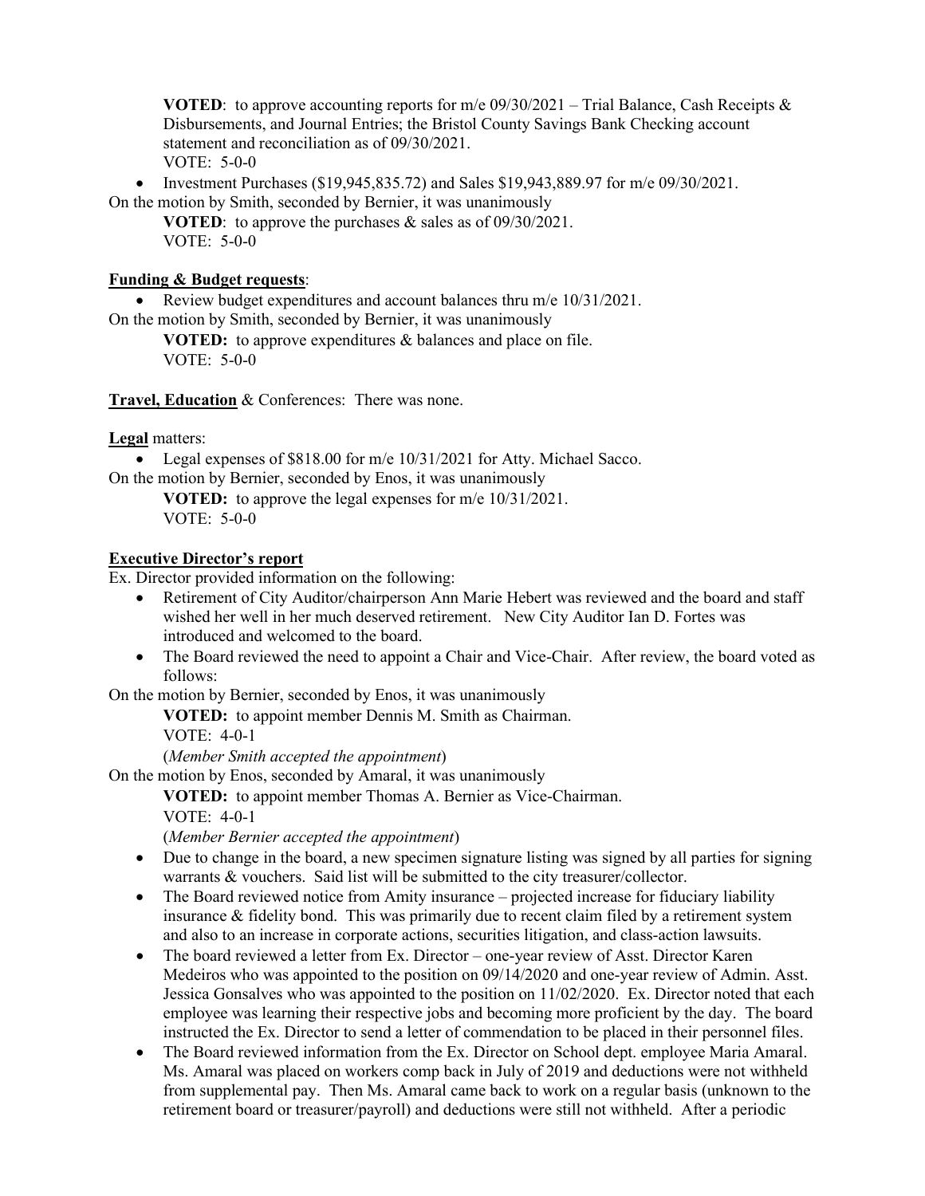**VOTED**: to approve accounting reports for m/e 09/30/2021 – Trial Balance, Cash Receipts & Disbursements, and Journal Entries; the Bristol County Savings Bank Checking account statement and reconciliation as of 09/30/2021.
VOTE: 5-0-0

- Investment Purchases ($19,945,835.72) and Sales $19,943,889.97 for m/e 09/30/2021.

On the motion by Smith, seconded by Bernier, it was unanimously

**VOTED**: to approve the purchases & sales as of 09/30/2021.
VOTE: 5-0-0

**<u>Funding & Budget requests</u>**:

- Review budget expenditures and account balances thru m/e 10/31/2021.

On the motion by Smith, seconded by Bernier, it was unanimously

**VOTED:** to approve expenditures & balances and place on file.
VOTE: 5-0-0

**<u>Travel, Education</u>** & Conferences: There was none.

**<u>Legal</u>** matters:

- Legal expenses of $818.00 for m/e 10/31/2021 for Atty. Michael Sacco.

On the motion by Bernier, seconded by Enos, it was unanimously

**VOTED:** to approve the legal expenses for m/e 10/31/2021.
VOTE: 5-0-0

**<u>Executive Director's report</u>**

Ex. Director provided information on the following:

- Retirement of City Auditor/chairperson Ann Marie Hebert was reviewed and the board and staff wished her well in her much deserved retirement. New City Auditor Ian D. Fortes was introduced and welcomed to the board.
- The Board reviewed the need to appoint a Chair and Vice-Chair. After review, the board voted as follows:

On the motion by Bernier, seconded by Enos, it was unanimously

**VOTED:** to appoint member Dennis M. Smith as Chairman.
VOTE: 4-0-1
(*Member Smith accepted the appointment*)

On the motion by Enos, seconded by Amaral, it was unanimously

**VOTED:** to appoint member Thomas A. Bernier as Vice-Chairman.
VOTE: 4-0-1
(*Member Bernier accepted the appointment*)

- Due to change in the board, a new specimen signature listing was signed by all parties for signing warrants & vouchers. Said list will be submitted to the city treasurer/collector.
- The Board reviewed notice from Amity insurance – projected increase for fiduciary liability insurance & fidelity bond. This was primarily due to recent claim filed by a retirement system and also to an increase in corporate actions, securities litigation, and class-action lawsuits.
- The board reviewed a letter from Ex. Director – one-year review of Asst. Director Karen Medeiros who was appointed to the position on 09/14/2020 and one-year review of Admin. Asst. Jessica Gonsalves who was appointed to the position on 11/02/2020. Ex. Director noted that each employee was learning their respective jobs and becoming more proficient by the day. The board instructed the Ex. Director to send a letter of commendation to be placed in their personnel files.
- The Board reviewed information from the Ex. Director on School dept. employee Maria Amaral. Ms. Amaral was placed on workers comp back in July of 2019 and deductions were not withheld from supplemental pay. Then Ms. Amaral came back to work on a regular basis (unknown to the retirement board or treasurer/payroll) and deductions were still not withheld. After a periodic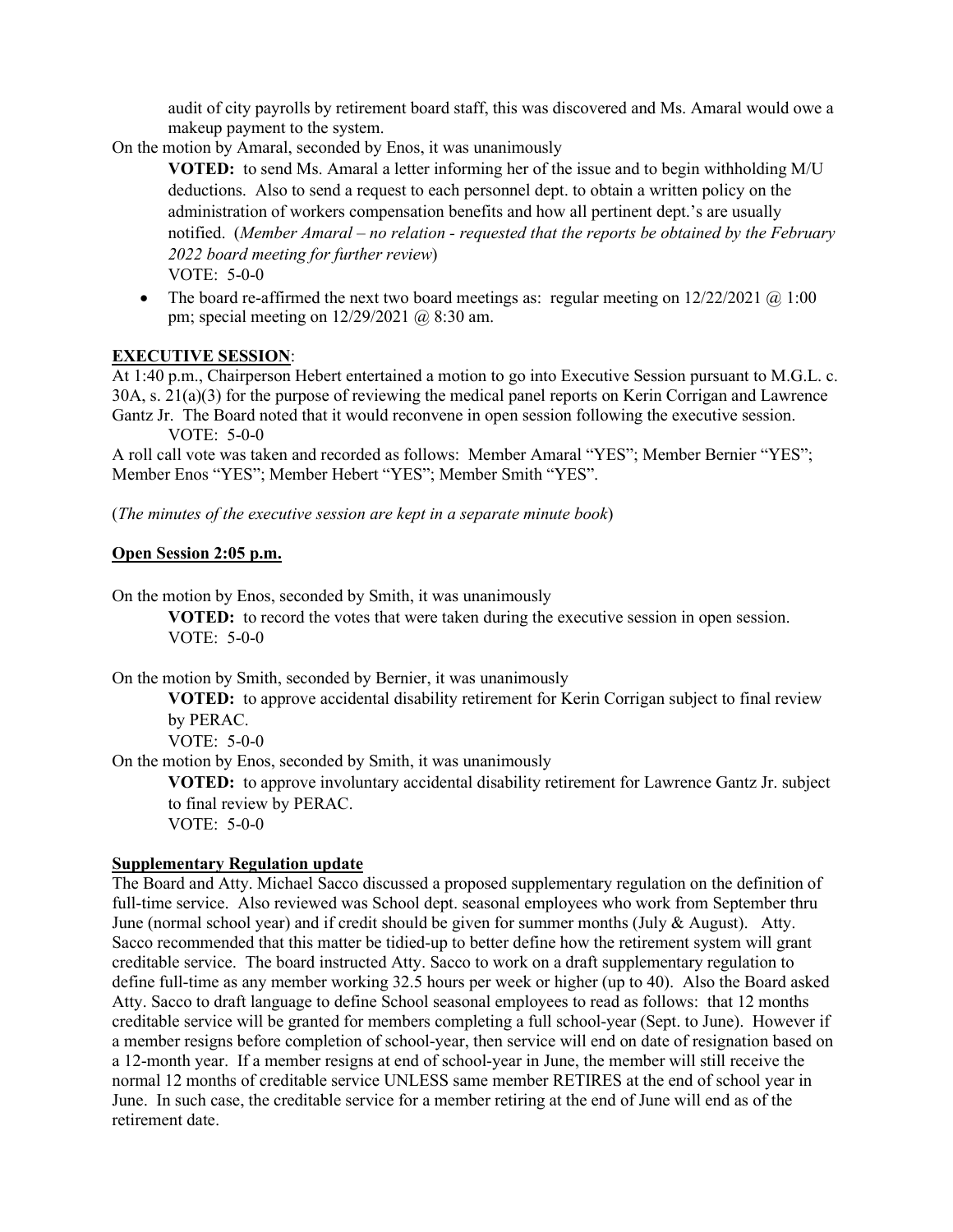audit of city payrolls by retirement board staff, this was discovered and Ms. Amaral would owe a makeup payment to the system.

On the motion by Amaral, seconded by Enos, it was unanimously

**VOTED:** to send Ms. Amaral a letter informing her of the issue and to begin withholding M/U deductions. Also to send a request to each personnel dept. to obtain a written policy on the administration of workers compensation benefits and how all pertinent dept.'s are usually notified. (*Member Amaral – no relation - requested that the reports be obtained by the February 2022 board meeting for further review*)
VOTE: 5-0-0

- The board re-affirmed the next two board meetings as: regular meeting on 12/22/2021 @ 1:00 pm; special meeting on 12/29/2021 @ 8:30 am.

**EXECUTIVE SESSION**:

At 1:40 p.m., Chairperson Hebert entertained a motion to go into Executive Session pursuant to M.G.L. c. 30A, s. 21(a)(3) for the purpose of reviewing the medical panel reports on Kerin Corrigan and Lawrence Gantz Jr. The Board noted that it would reconvene in open session following the executive session.
VOTE: 5-0-0

A roll call vote was taken and recorded as follows: Member Amaral "YES"; Member Bernier "YES"; Member Enos "YES"; Member Hebert "YES"; Member Smith "YES".

(*The minutes of the executive session are kept in a separate minute book*)

**Open Session 2:05 p.m.**

On the motion by Enos, seconded by Smith, it was unanimously

**VOTED:** to record the votes that were taken during the executive session in open session.
VOTE: 5-0-0

On the motion by Smith, seconded by Bernier, it was unanimously

**VOTED:** to approve accidental disability retirement for Kerin Corrigan subject to final review by PERAC.
VOTE: 5-0-0

On the motion by Enos, seconded by Smith, it was unanimously

**VOTED:** to approve involuntary accidental disability retirement for Lawrence Gantz Jr. subject to final review by PERAC.
VOTE: 5-0-0

**Supplementary Regulation update**

The Board and Atty. Michael Sacco discussed a proposed supplementary regulation on the definition of full-time service. Also reviewed was School dept. seasonal employees who work from September thru June (normal school year) and if credit should be given for summer months (July & August). Atty. Sacco recommended that this matter be tidied-up to better define how the retirement system will grant creditable service. The board instructed Atty. Sacco to work on a draft supplementary regulation to define full-time as any member working 32.5 hours per week or higher (up to 40). Also the Board asked Atty. Sacco to draft language to define School seasonal employees to read as follows: that 12 months creditable service will be granted for members completing a full school-year (Sept. to June). However if a member resigns before completion of school-year, then service will end on date of resignation based on a 12-month year. If a member resigns at end of school-year in June, the member will still receive the normal 12 months of creditable service UNLESS same member RETIRES at the end of school year in June. In such case, the creditable service for a member retiring at the end of June will end as of the retirement date.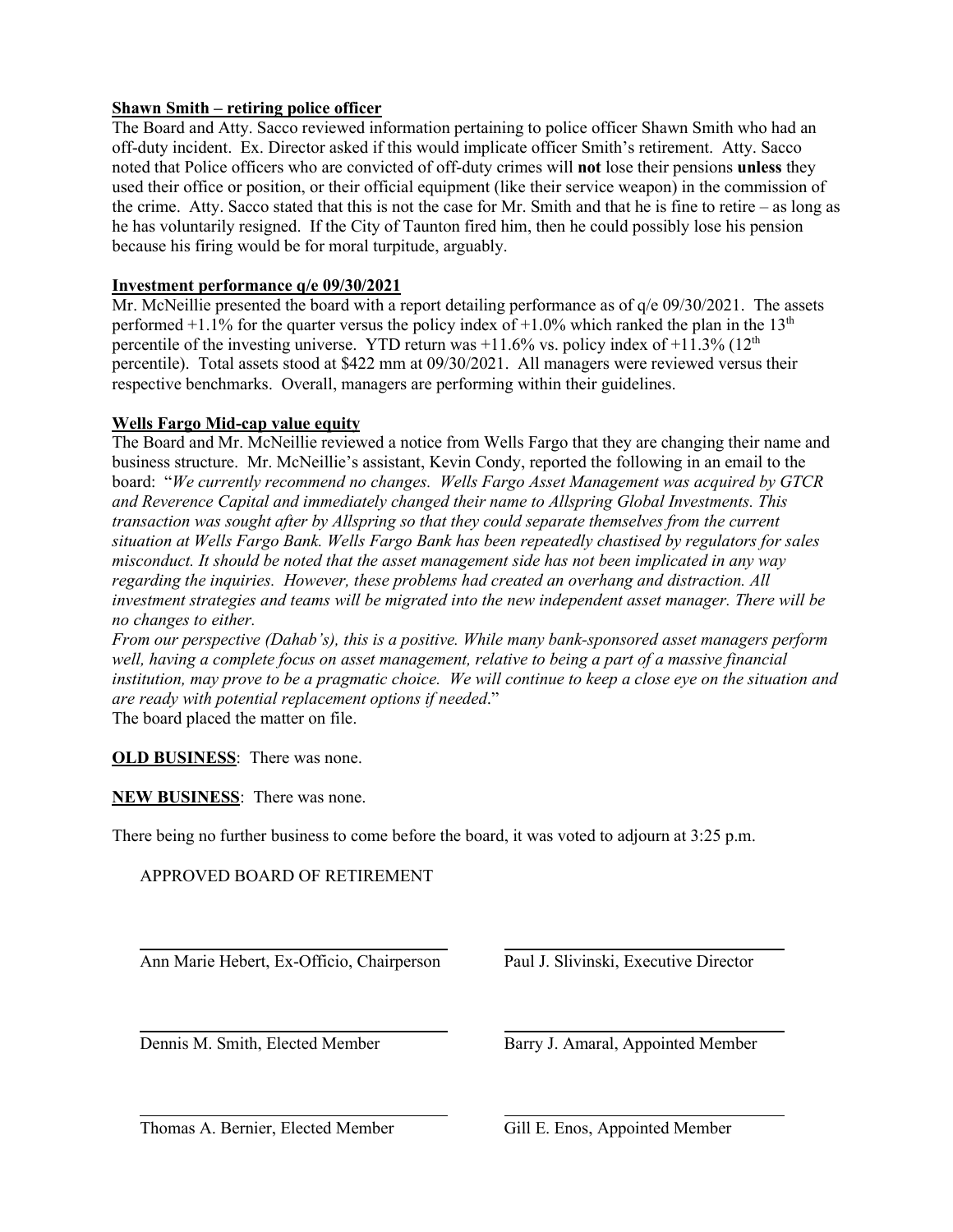**Shawn Smith – retiring police officer**

The Board and Atty. Sacco reviewed information pertaining to police officer Shawn Smith who had an off-duty incident. Ex. Director asked if this would implicate officer Smith's retirement. Atty. Sacco noted that Police officers who are convicted of off-duty crimes will **not** lose their pensions **unless** they used their office or position, or their official equipment (like their service weapon) in the commission of the crime. Atty. Sacco stated that this is not the case for Mr. Smith and that he is fine to retire – as long as he has voluntarily resigned. If the City of Taunton fired him, then he could possibly lose his pension because his firing would be for moral turpitude, arguably.

**Investment performance q/e 09/30/2021**

Mr. McNeillie presented the board with a report detailing performance as of q/e 09/30/2021. The assets performed +1.1% for the quarter versus the policy index of +1.0% which ranked the plan in the 13th percentile of the investing universe. YTD return was +11.6% vs. policy index of +11.3% (12th percentile). Total assets stood at $422 mm at 09/30/2021. All managers were reviewed versus their respective benchmarks. Overall, managers are performing within their guidelines.

**Wells Fargo Mid-cap value equity**

The Board and Mr. McNeillie reviewed a notice from Wells Fargo that they are changing their name and business structure. Mr. McNeillie's assistant, Kevin Condy, reported the following in an email to the board: "*We currently recommend no changes. Wells Fargo Asset Management was acquired by GTCR and Reverence Capital and immediately changed their name to Allspring Global Investments. This transaction was sought after by Allspring so that they could separate themselves from the current situation at Wells Fargo Bank. Wells Fargo Bank has been repeatedly chastised by regulators for sales misconduct. It should be noted that the asset management side has not been implicated in any way regarding the inquiries. However, these problems had created an overhang and distraction. All investment strategies and teams will be migrated into the new independent asset manager. There will be no changes to either.*

*From our perspective (Dahab's), this is a positive. While many bank-sponsored asset managers perform well, having a complete focus on asset management, relative to being a part of a massive financial institution, may prove to be a pragmatic choice. We will continue to keep a close eye on the situation and are ready with potential replacement options if needed*."

The board placed the matter on file.

**OLD BUSINESS**: There was none.

**NEW BUSINESS**: There was none.

There being no further business to come before the board, it was voted to adjourn at 3:25 p.m.

APPROVED BOARD OF RETIREMENT

Ann Marie Hebert, Ex-Officio, Chairperson

Paul J. Slivinski, Executive Director

Dennis M. Smith, Elected Member

Barry J. Amaral, Appointed Member

Thomas A. Bernier, Elected Member

Gill E. Enos, Appointed Member